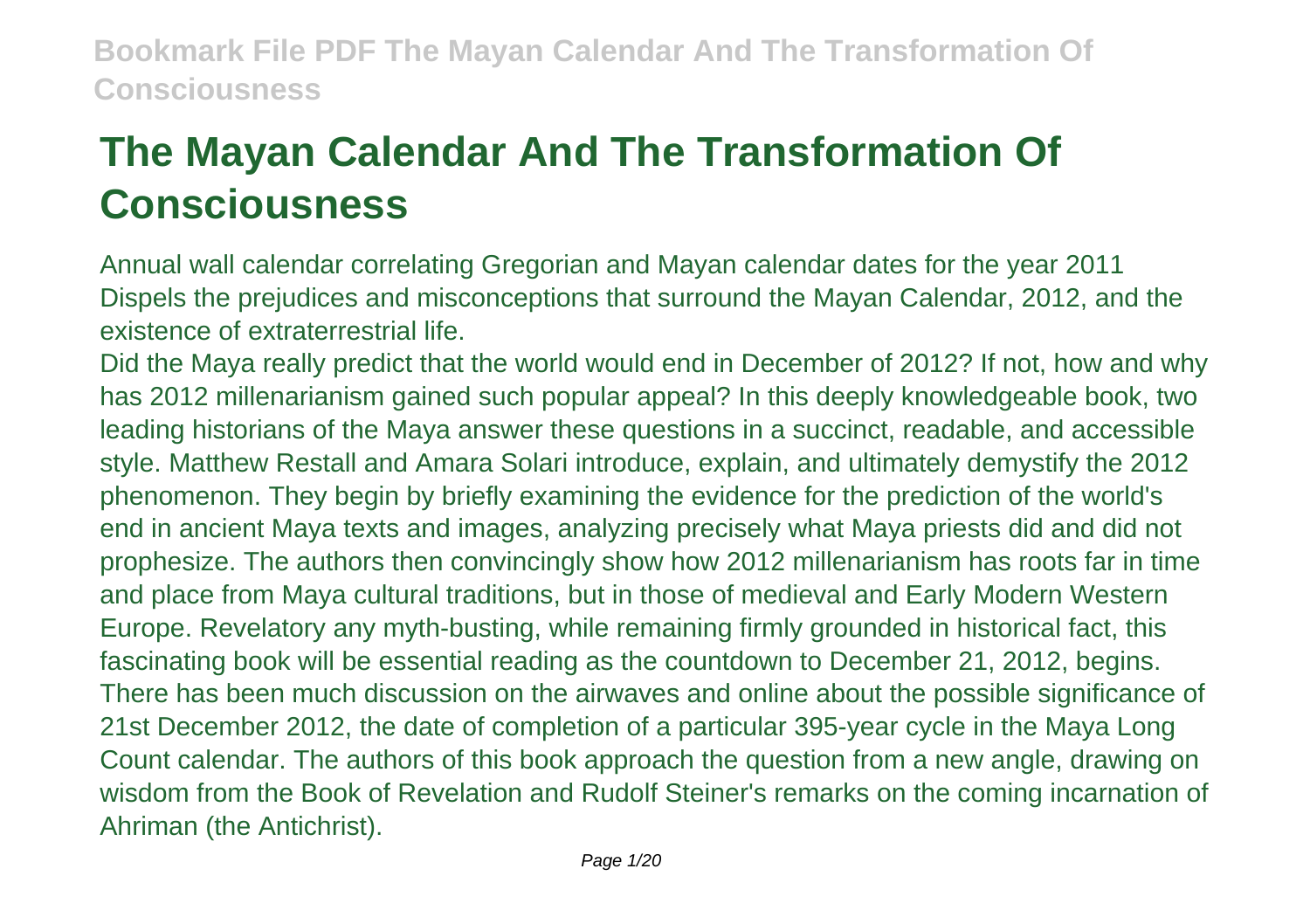# The Mayan Calendar And The Transformation Of Consciousness

Annual wall calendar correlating Gregorian and Mayan calendar dates for the year 2011
Dispels the prejudices and misconceptions that surround the Mayan Calendar, 2012, and the existence of extraterrestrial life.

Did the Maya really predict that the world would end in December of 2012? If not, how and why has 2012 millenarianism gained such popular appeal? In this deeply knowledgeable book, two leading historians of the Maya answer these questions in a succinct, readable, and accessible style. Matthew Restall and Amara Solari introduce, explain, and ultimately demystify the 2012 phenomenon. They begin by briefly examining the evidence for the prediction of the world's end in ancient Maya texts and images, analyzing precisely what Maya priests did and did not prophesize. The authors then convincingly show how 2012 millenarianism has roots far in time and place from Maya cultural traditions, but in those of medieval and Early Modern Western Europe. Revelatory any myth-busting, while remaining firmly grounded in historical fact, this fascinating book will be essential reading as the countdown to December 21, 2012, begins.

There has been much discussion on the airwaves and online about the possible significance of 21st December 2012, the date of completion of a particular 395-year cycle in the Maya Long Count calendar. The authors of this book approach the question from a new angle, drawing on wisdom from the Book of Revelation and Rudolf Steiner's remarks on the coming incarnation of Ahriman (the Antichrist).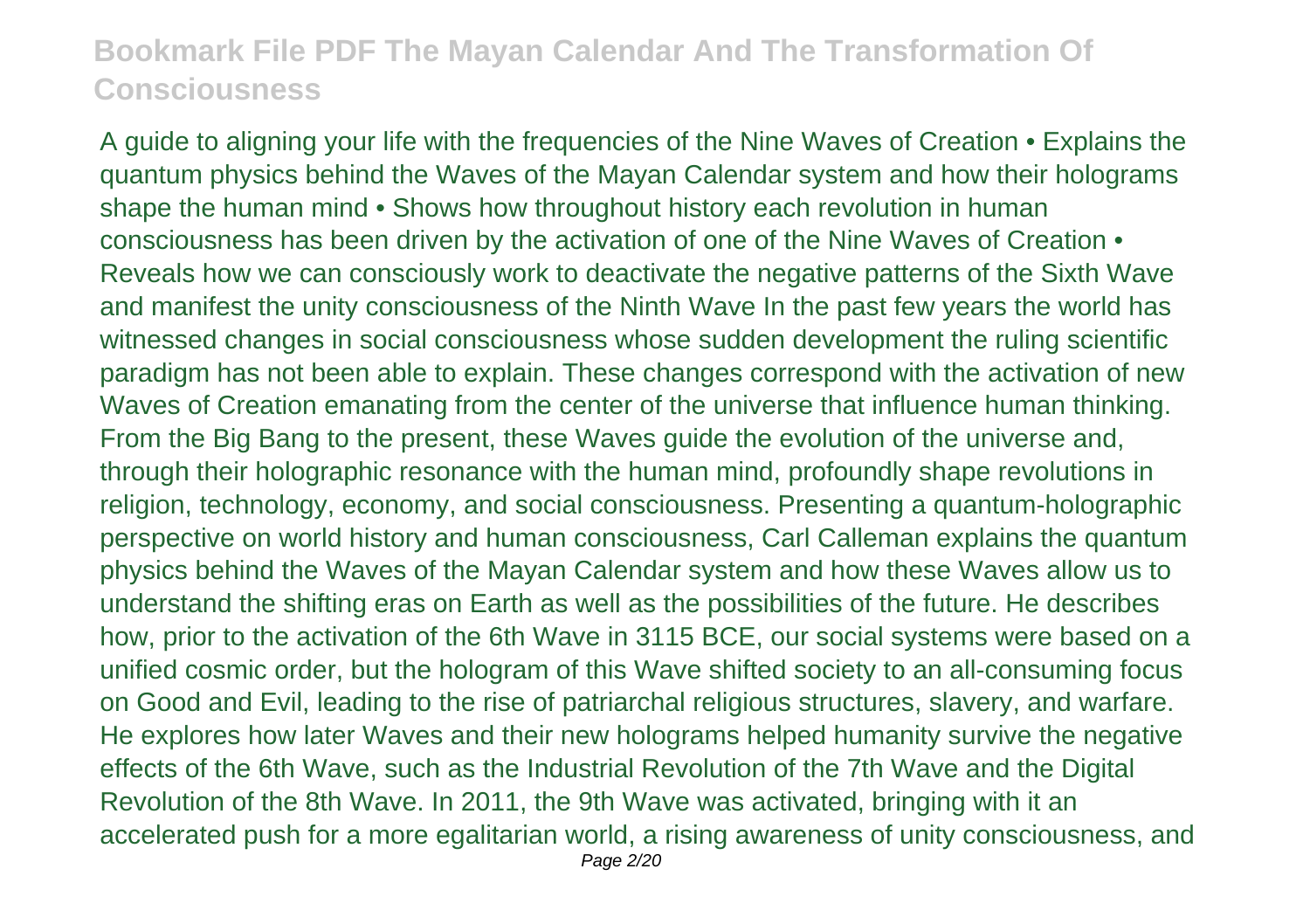A guide to aligning your life with the frequencies of the Nine Waves of Creation • Explains the quantum physics behind the Waves of the Mayan Calendar system and how their holograms shape the human mind • Shows how throughout history each revolution in human consciousness has been driven by the activation of one of the Nine Waves of Creation • Reveals how we can consciously work to deactivate the negative patterns of the Sixth Wave and manifest the unity consciousness of the Ninth Wave In the past few years the world has witnessed changes in social consciousness whose sudden development the ruling scientific paradigm has not been able to explain. These changes correspond with the activation of new Waves of Creation emanating from the center of the universe that influence human thinking. From the Big Bang to the present, these Waves guide the evolution of the universe and, through their holographic resonance with the human mind, profoundly shape revolutions in religion, technology, economy, and social consciousness. Presenting a quantum-holographic perspective on world history and human consciousness, Carl Calleman explains the quantum physics behind the Waves of the Mayan Calendar system and how these Waves allow us to understand the shifting eras on Earth as well as the possibilities of the future. He describes how, prior to the activation of the 6th Wave in 3115 BCE, our social systems were based on a unified cosmic order, but the hologram of this Wave shifted society to an all-consuming focus on Good and Evil, leading to the rise of patriarchal religious structures, slavery, and warfare. He explores how later Waves and their new holograms helped humanity survive the negative effects of the 6th Wave, such as the Industrial Revolution of the 7th Wave and the Digital Revolution of the 8th Wave. In 2011, the 9th Wave was activated, bringing with it an accelerated push for a more egalitarian world, a rising awareness of unity consciousness, and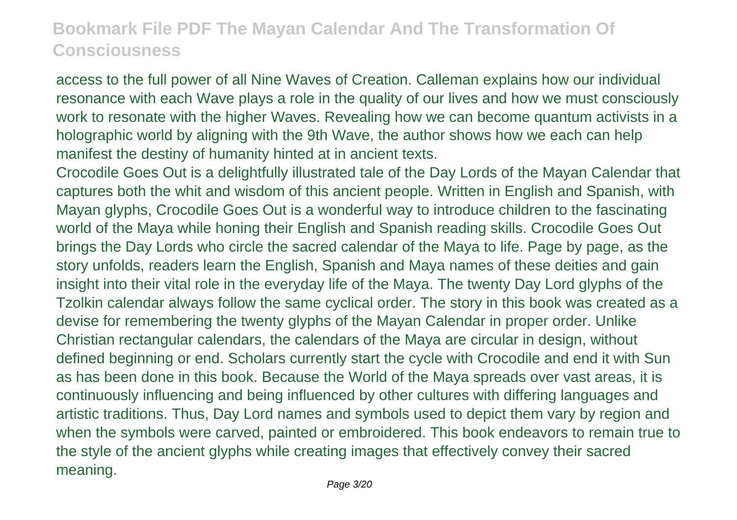access to the full power of all Nine Waves of Creation. Calleman explains how our individual resonance with each Wave plays a role in the quality of our lives and how we must consciously work to resonate with the higher Waves. Revealing how we can become quantum activists in a holographic world by aligning with the 9th Wave, the author shows how we each can help manifest the destiny of humanity hinted at in ancient texts.

Crocodile Goes Out is a delightfully illustrated tale of the Day Lords of the Mayan Calendar that captures both the whit and wisdom of this ancient people. Written in English and Spanish, with Mayan glyphs, Crocodile Goes Out is a wonderful way to introduce children to the fascinating world of the Maya while honing their English and Spanish reading skills. Crocodile Goes Out brings the Day Lords who circle the sacred calendar of the Maya to life. Page by page, as the story unfolds, readers learn the English, Spanish and Maya names of these deities and gain insight into their vital role in the everyday life of the Maya. The twenty Day Lord glyphs of the Tzolkin calendar always follow the same cyclical order. The story in this book was created as a devise for remembering the twenty glyphs of the Mayan Calendar in proper order. Unlike Christian rectangular calendars, the calendars of the Maya are circular in design, without defined beginning or end. Scholars currently start the cycle with Crocodile and end it with Sun as has been done in this book. Because the World of the Maya spreads over vast areas, it is continuously influencing and being influenced by other cultures with differing languages and artistic traditions. Thus, Day Lord names and symbols used to depict them vary by region and when the symbols were carved, painted or embroidered. This book endeavors to remain true to the style of the ancient glyphs while creating images that effectively convey their sacred meaning.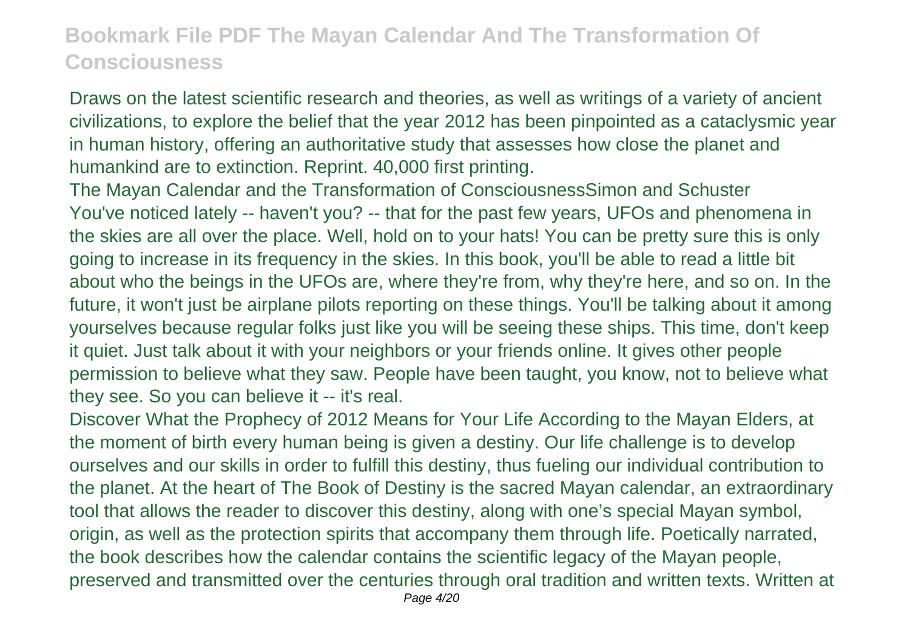Draws on the latest scientific research and theories, as well as writings of a variety of ancient civilizations, to explore the belief that the year 2012 has been pinpointed as a cataclysmic year in human history, offering an authoritative study that assesses how close the planet and humankind are to extinction. Reprint. 40,000 first printing.

The Mayan Calendar and the Transformation of ConsciousnessSimon and Schuster

You've noticed lately -- haven't you? -- that for the past few years, UFOs and phenomena in the skies are all over the place. Well, hold on to your hats! You can be pretty sure this is only going to increase in its frequency in the skies. In this book, you'll be able to read a little bit about who the beings in the UFOs are, where they're from, why they're here, and so on. In the future, it won't just be airplane pilots reporting on these things. You'll be talking about it among yourselves because regular folks just like you will be seeing these ships. This time, don't keep it quiet. Just talk about it with your neighbors or your friends online. It gives other people permission to believe what they saw. People have been taught, you know, not to believe what they see. So you can believe it -- it's real.

Discover What the Prophecy of 2012 Means for Your Life According to the Mayan Elders, at the moment of birth every human being is given a destiny. Our life challenge is to develop ourselves and our skills in order to fulfill this destiny, thus fueling our individual contribution to the planet. At the heart of The Book of Destiny is the sacred Mayan calendar, an extraordinary tool that allows the reader to discover this destiny, along with one's special Mayan symbol, origin, as well as the protection spirits that accompany them through life. Poetically narrated, the book describes how the calendar contains the scientific legacy of the Mayan people, preserved and transmitted over the centuries through oral tradition and written texts. Written at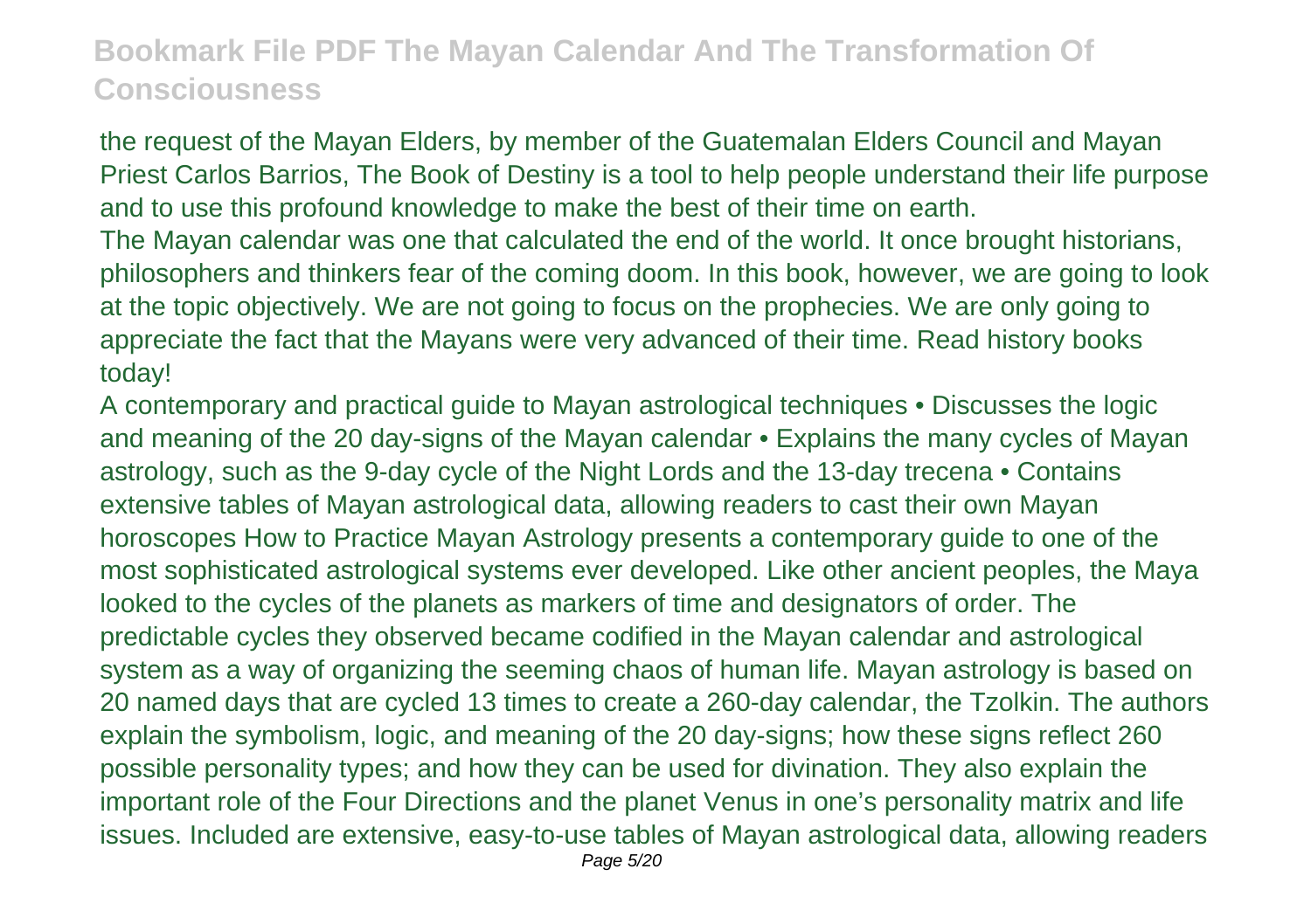the request of the Mayan Elders, by member of the Guatemalan Elders Council and Mayan Priest Carlos Barrios, The Book of Destiny is a tool to help people understand their life purpose and to use this profound knowledge to make the best of their time on earth.

The Mayan calendar was one that calculated the end of the world. It once brought historians, philosophers and thinkers fear of the coming doom. In this book, however, we are going to look at the topic objectively. We are not going to focus on the prophecies. We are only going to appreciate the fact that the Mayans were very advanced of their time. Read history books today!

A contemporary and practical guide to Mayan astrological techniques • Discusses the logic and meaning of the 20 day-signs of the Mayan calendar • Explains the many cycles of Mayan astrology, such as the 9-day cycle of the Night Lords and the 13-day trecena • Contains extensive tables of Mayan astrological data, allowing readers to cast their own Mayan horoscopes How to Practice Mayan Astrology presents a contemporary guide to one of the most sophisticated astrological systems ever developed. Like other ancient peoples, the Maya looked to the cycles of the planets as markers of time and designators of order. The predictable cycles they observed became codified in the Mayan calendar and astrological system as a way of organizing the seeming chaos of human life. Mayan astrology is based on 20 named days that are cycled 13 times to create a 260-day calendar, the Tzolkin. The authors explain the symbolism, logic, and meaning of the 20 day-signs; how these signs reflect 260 possible personality types; and how they can be used for divination. They also explain the important role of the Four Directions and the planet Venus in one's personality matrix and life issues. Included are extensive, easy-to-use tables of Mayan astrological data, allowing readers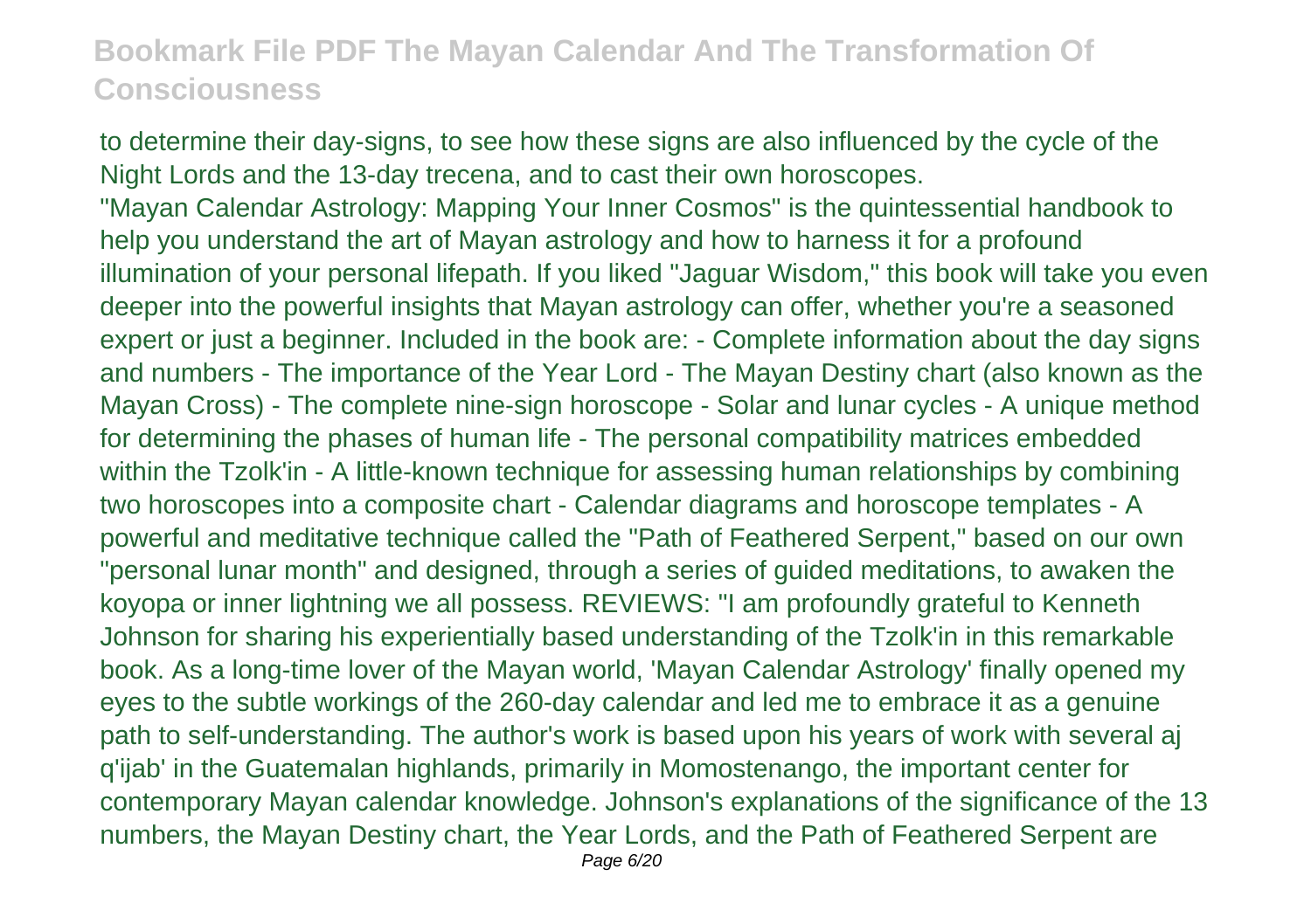to determine their day-signs, to see how these signs are also influenced by the cycle of the Night Lords and the 13-day trecena, and to cast their own horoscopes.

"Mayan Calendar Astrology: Mapping Your Inner Cosmos" is the quintessential handbook to help you understand the art of Mayan astrology and how to harness it for a profound illumination of your personal lifepath. If you liked "Jaguar Wisdom," this book will take you even deeper into the powerful insights that Mayan astrology can offer, whether you're a seasoned expert or just a beginner. Included in the book are: - Complete information about the day signs and numbers - The importance of the Year Lord - The Mayan Destiny chart (also known as the Mayan Cross) - The complete nine-sign horoscope - Solar and lunar cycles - A unique method for determining the phases of human life - The personal compatibility matrices embedded within the Tzolk'in - A little-known technique for assessing human relationships by combining two horoscopes into a composite chart - Calendar diagrams and horoscope templates - A powerful and meditative technique called the "Path of Feathered Serpent," based on our own "personal lunar month" and designed, through a series of guided meditations, to awaken the koyopa or inner lightning we all possess. REVIEWS: "I am profoundly grateful to Kenneth Johnson for sharing his experientially based understanding of the Tzolk'in in this remarkable book. As a long-time lover of the Mayan world, 'Mayan Calendar Astrology' finally opened my eyes to the subtle workings of the 260-day calendar and led me to embrace it as a genuine path to self-understanding. The author's work is based upon his years of work with several aj q'ijab' in the Guatemalan highlands, primarily in Momostenango, the important center for contemporary Mayan calendar knowledge. Johnson's explanations of the significance of the 13 numbers, the Mayan Destiny chart, the Year Lords, and the Path of Feathered Serpent are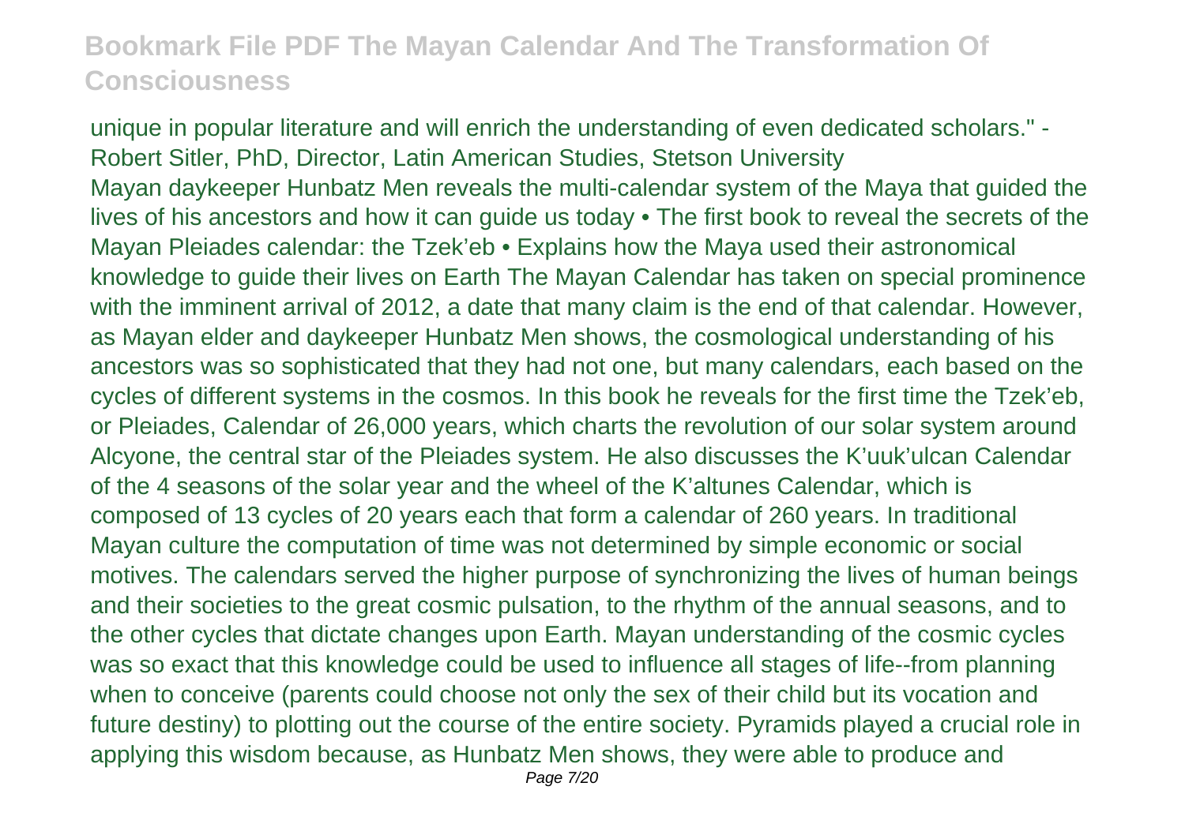unique in popular literature and will enrich the understanding of even dedicated scholars." - Robert Sitler, PhD, Director, Latin American Studies, Stetson University

Mayan daykeeper Hunbatz Men reveals the multi-calendar system of the Maya that guided the lives of his ancestors and how it can guide us today • The first book to reveal the secrets of the Mayan Pleiades calendar: the Tzek'eb • Explains how the Maya used their astronomical knowledge to guide their lives on Earth The Mayan Calendar has taken on special prominence with the imminent arrival of 2012, a date that many claim is the end of that calendar. However, as Mayan elder and daykeeper Hunbatz Men shows, the cosmological understanding of his ancestors was so sophisticated that they had not one, but many calendars, each based on the cycles of different systems in the cosmos. In this book he reveals for the first time the Tzek'eb, or Pleiades, Calendar of 26,000 years, which charts the revolution of our solar system around Alcyone, the central star of the Pleiades system. He also discusses the K'uuk'ulcan Calendar of the 4 seasons of the solar year and the wheel of the K'altunes Calendar, which is composed of 13 cycles of 20 years each that form a calendar of 260 years. In traditional Mayan culture the computation of time was not determined by simple economic or social motives. The calendars served the higher purpose of synchronizing the lives of human beings and their societies to the great cosmic pulsation, to the rhythm of the annual seasons, and to the other cycles that dictate changes upon Earth. Mayan understanding of the cosmic cycles was so exact that this knowledge could be used to influence all stages of life--from planning when to conceive (parents could choose not only the sex of their child but its vocation and future destiny) to plotting out the course of the entire society. Pyramids played a crucial role in applying this wisdom because, as Hunbatz Men shows, they were able to produce and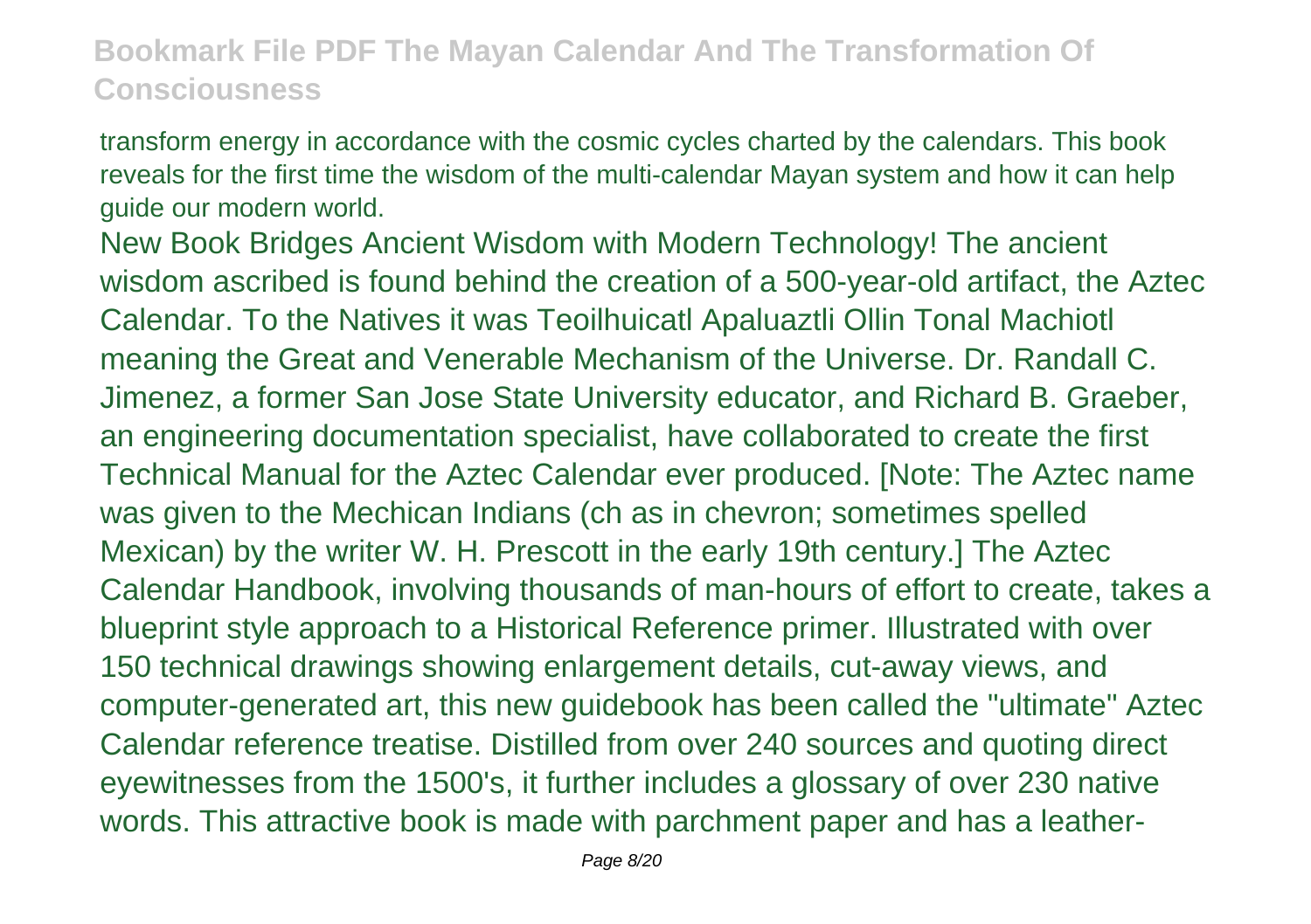transform energy in accordance with the cosmic cycles charted by the calendars. This book reveals for the first time the wisdom of the multi-calendar Mayan system and how it can help guide our modern world.

New Book Bridges Ancient Wisdom with Modern Technology! The ancient wisdom ascribed is found behind the creation of a 500-year-old artifact, the Aztec Calendar. To the Natives it was Teoilhuicatl Apaluaztli Ollin Tonal Machiotl meaning the Great and Venerable Mechanism of the Universe. Dr. Randall C. Jimenez, a former San Jose State University educator, and Richard B. Graeber, an engineering documentation specialist, have collaborated to create the first Technical Manual for the Aztec Calendar ever produced. [Note: The Aztec name was given to the Mechican Indians (ch as in chevron; sometimes spelled Mexican) by the writer W. H. Prescott in the early 19th century.] The Aztec Calendar Handbook, involving thousands of man-hours of effort to create, takes a blueprint style approach to a Historical Reference primer. Illustrated with over 150 technical drawings showing enlargement details, cut-away views, and computer-generated art, this new guidebook has been called the "ultimate" Aztec Calendar reference treatise. Distilled from over 240 sources and quoting direct eyewitnesses from the 1500's, it further includes a glossary of over 230 native words. This attractive book is made with parchment paper and has a leather-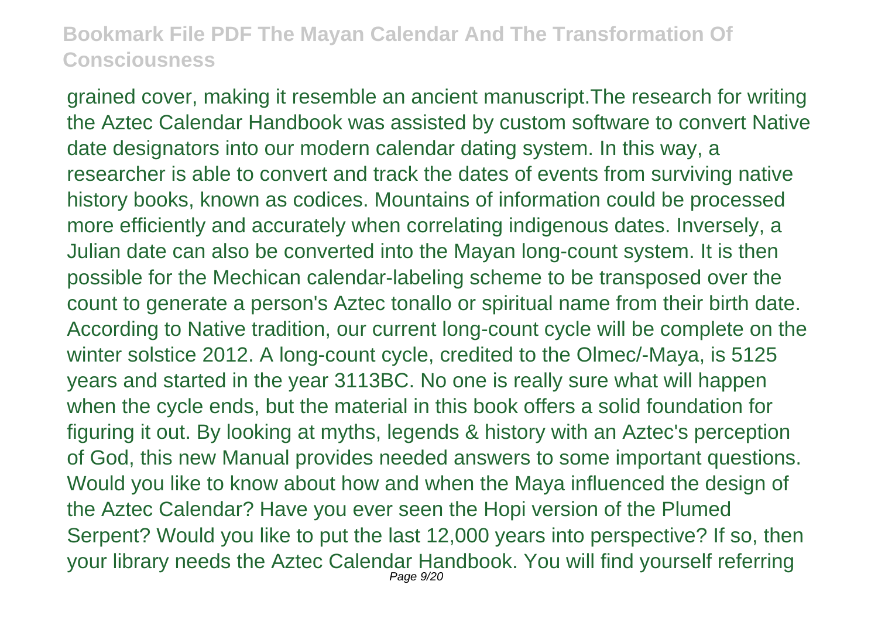grained cover, making it resemble an ancient manuscript.The research for writing the Aztec Calendar Handbook was assisted by custom software to convert Native date designators into our modern calendar dating system. In this way, a researcher is able to convert and track the dates of events from surviving native history books, known as codices. Mountains of information could be processed more efficiently and accurately when correlating indigenous dates. Inversely, a Julian date can also be converted into the Mayan long-count system. It is then possible for the Mechican calendar-labeling scheme to be transposed over the count to generate a person's Aztec tonallo or spiritual name from their birth date. According to Native tradition, our current long-count cycle will be complete on the winter solstice 2012. A long-count cycle, credited to the Olmec/-Maya, is 5125 years and started in the year 3113BC. No one is really sure what will happen when the cycle ends, but the material in this book offers a solid foundation for figuring it out. By looking at myths, legends & history with an Aztec's perception of God, this new Manual provides needed answers to some important questions. Would you like to know about how and when the Maya influenced the design of the Aztec Calendar? Have you ever seen the Hopi version of the Plumed Serpent? Would you like to put the last 12,000 years into perspective? If so, then your library needs the Aztec Calendar Handbook. You will find yourself referring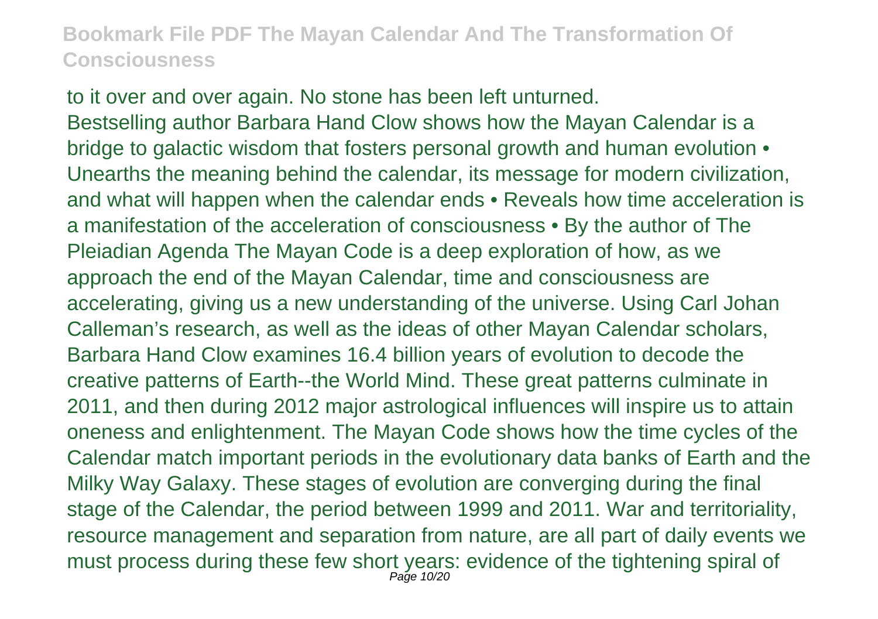to it over and over again. No stone has been left unturned.

Bestselling author Barbara Hand Clow shows how the Mayan Calendar is a bridge to galactic wisdom that fosters personal growth and human evolution • Unearths the meaning behind the calendar, its message for modern civilization, and what will happen when the calendar ends • Reveals how time acceleration is a manifestation of the acceleration of consciousness • By the author of The Pleiadian Agenda The Mayan Code is a deep exploration of how, as we approach the end of the Mayan Calendar, time and consciousness are accelerating, giving us a new understanding of the universe. Using Carl Johan Calleman's research, as well as the ideas of other Mayan Calendar scholars, Barbara Hand Clow examines 16.4 billion years of evolution to decode the creative patterns of Earth--the World Mind. These great patterns culminate in 2011, and then during 2012 major astrological influences will inspire us to attain oneness and enlightenment. The Mayan Code shows how the time cycles of the Calendar match important periods in the evolutionary data banks of Earth and the Milky Way Galaxy. These stages of evolution are converging during the final stage of the Calendar, the period between 1999 and 2011. War and territoriality, resource management and separation from nature, are all part of daily events we must process during these few short years: evidence of the tightening spiral of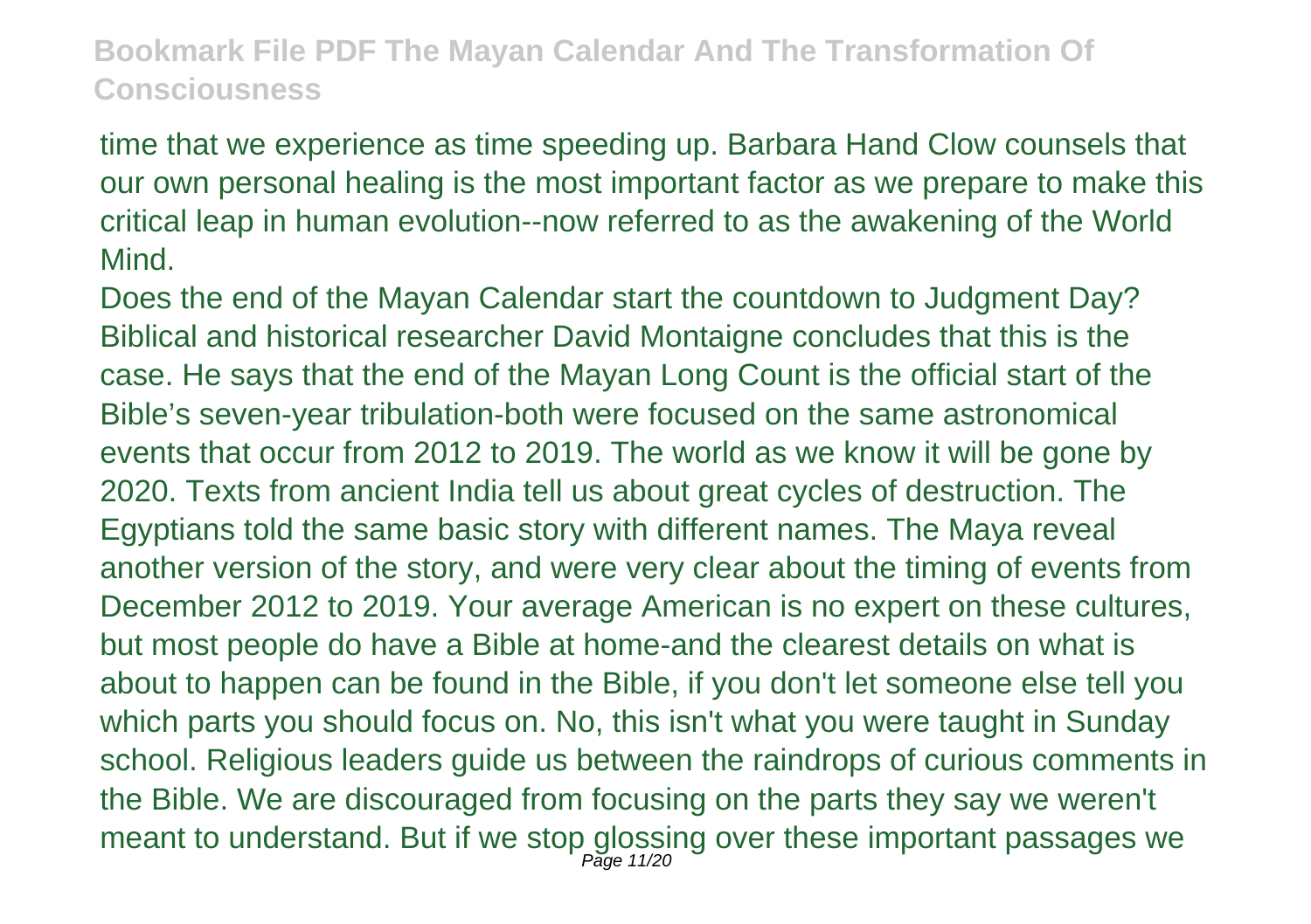time that we experience as time speeding up. Barbara Hand Clow counsels that our own personal healing is the most important factor as we prepare to make this critical leap in human evolution--now referred to as the awakening of the World Mind.

Does the end of the Mayan Calendar start the countdown to Judgment Day? Biblical and historical researcher David Montaigne concludes that this is the case. He says that the end of the Mayan Long Count is the official start of the Bible's seven-year tribulation-both were focused on the same astronomical events that occur from 2012 to 2019. The world as we know it will be gone by 2020. Texts from ancient India tell us about great cycles of destruction. The Egyptians told the same basic story with different names. The Maya reveal another version of the story, and were very clear about the timing of events from December 2012 to 2019. Your average American is no expert on these cultures, but most people do have a Bible at home-and the clearest details on what is about to happen can be found in the Bible, if you don't let someone else tell you which parts you should focus on. No, this isn't what you were taught in Sunday school. Religious leaders guide us between the raindrops of curious comments in the Bible. We are discouraged from focusing on the parts they say we weren't meant to understand. But if we stop glossing over these important passages we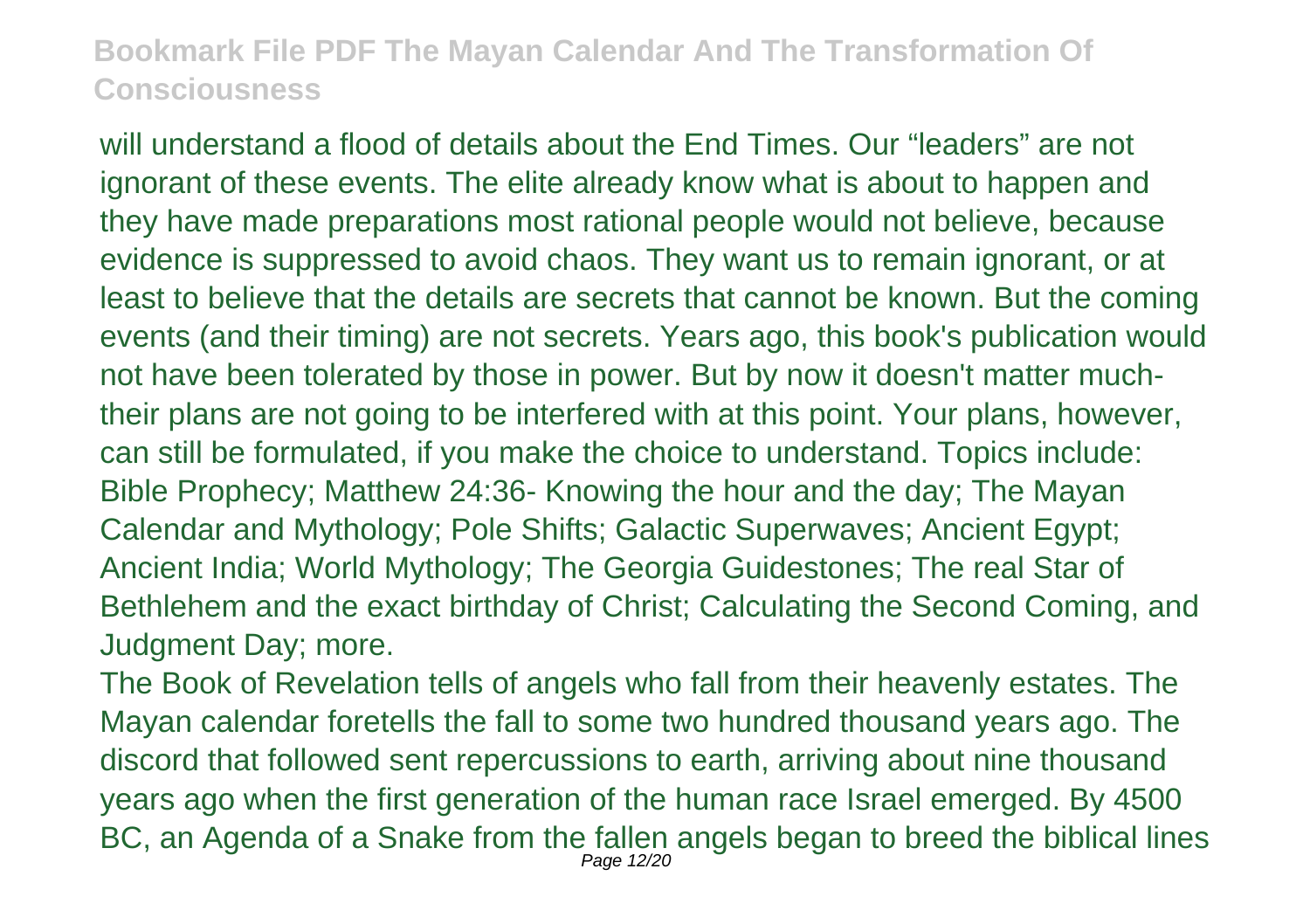will understand a flood of details about the End Times. Our "leaders" are not ignorant of these events. The elite already know what is about to happen and they have made preparations most rational people would not believe, because evidence is suppressed to avoid chaos. They want us to remain ignorant, or at least to believe that the details are secrets that cannot be known. But the coming events (and their timing) are not secrets. Years ago, this book's publication would not have been tolerated by those in power. But by now it doesn't matter much- their plans are not going to be interfered with at this point. Your plans, however, can still be formulated, if you make the choice to understand. Topics include: Bible Prophecy; Matthew 24:36- Knowing the hour and the day; The Mayan Calendar and Mythology; Pole Shifts; Galactic Superwaves; Ancient Egypt; Ancient India; World Mythology; The Georgia Guidestones; The real Star of Bethlehem and the exact birthday of Christ; Calculating the Second Coming, and Judgment Day; more.

The Book of Revelation tells of angels who fall from their heavenly estates. The Mayan calendar foretells the fall to some two hundred thousand years ago. The discord that followed sent repercussions to earth, arriving about nine thousand years ago when the first generation of the human race Israel emerged. By 4500 BC, an Agenda of a Snake from the fallen angels began to breed the biblical lines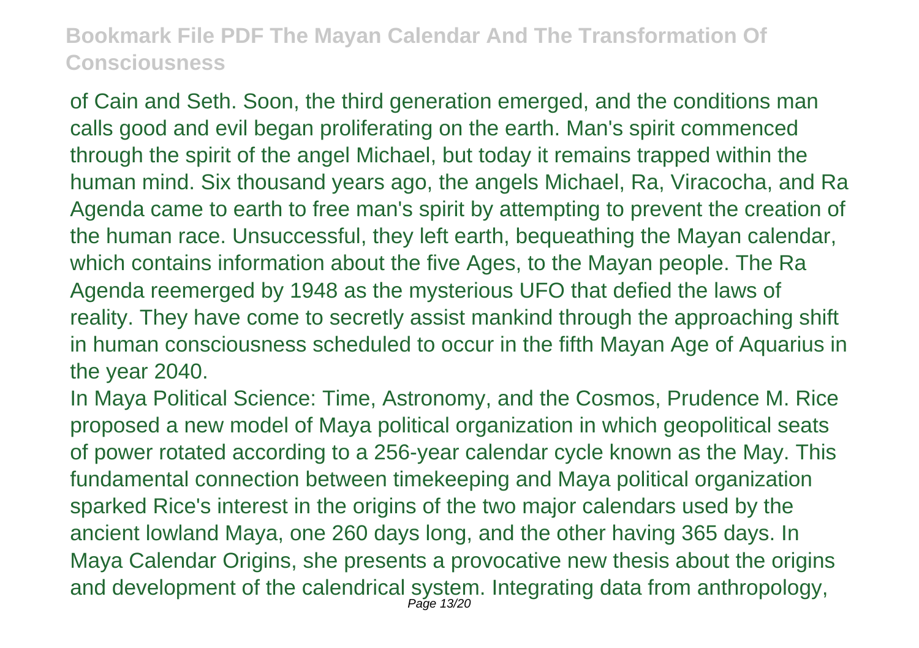of Cain and Seth. Soon, the third generation emerged, and the conditions man calls good and evil began proliferating on the earth. Man's spirit commenced through the spirit of the angel Michael, but today it remains trapped within the human mind. Six thousand years ago, the angels Michael, Ra, Viracocha, and Ra Agenda came to earth to free man's spirit by attempting to prevent the creation of the human race. Unsuccessful, they left earth, bequeathing the Mayan calendar, which contains information about the five Ages, to the Mayan people. The Ra Agenda reemerged by 1948 as the mysterious UFO that defied the laws of reality. They have come to secretly assist mankind through the approaching shift in human consciousness scheduled to occur in the fifth Mayan Age of Aquarius in the year 2040.

In Maya Political Science: Time, Astronomy, and the Cosmos, Prudence M. Rice proposed a new model of Maya political organization in which geopolitical seats of power rotated according to a 256-year calendar cycle known as the May. This fundamental connection between timekeeping and Maya political organization sparked Rice's interest in the origins of the two major calendars used by the ancient lowland Maya, one 260 days long, and the other having 365 days. In Maya Calendar Origins, she presents a provocative new thesis about the origins and development of the calendrical system. Integrating data from anthropology,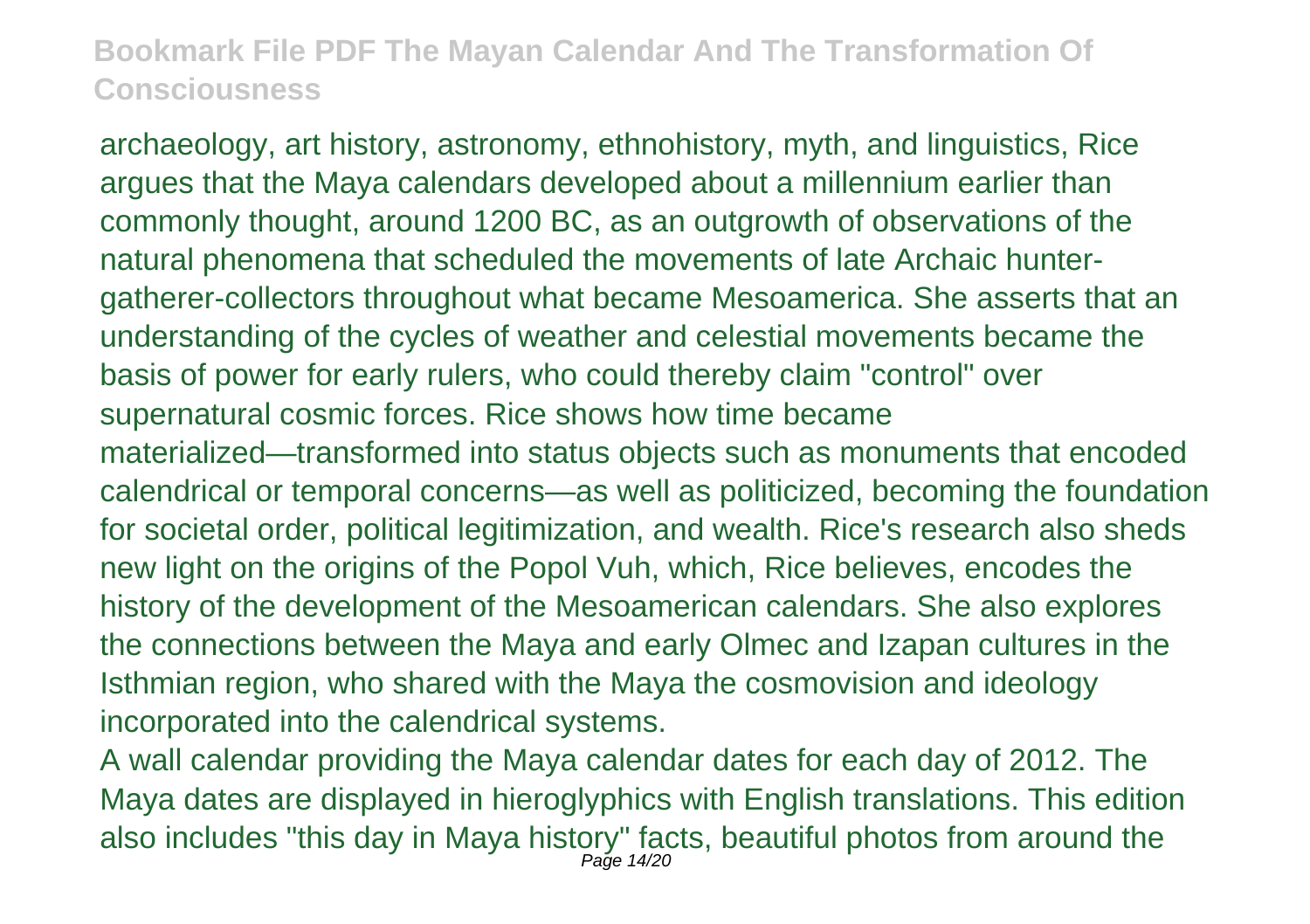archaeology, art history, astronomy, ethnohistory, myth, and linguistics, Rice argues that the Maya calendars developed about a millennium earlier than commonly thought, around 1200 BC, as an outgrowth of observations of the natural phenomena that scheduled the movements of late Archaic hunter-gatherer-collectors throughout what became Mesoamerica. She asserts that an understanding of the cycles of weather and celestial movements became the basis of power for early rulers, who could thereby claim "control" over supernatural cosmic forces. Rice shows how time became materialized—transformed into status objects such as monuments that encoded calendrical or temporal concerns—as well as politicized, becoming the foundation for societal order, political legitimization, and wealth. Rice's research also sheds new light on the origins of the Popol Vuh, which, Rice believes, encodes the history of the development of the Mesoamerican calendars. She also explores the connections between the Maya and early Olmec and Izapan cultures in the Isthmian region, who shared with the Maya the cosmovision and ideology incorporated into the calendrical systems.

A wall calendar providing the Maya calendar dates for each day of 2012. The Maya dates are displayed in hieroglyphics with English translations. This edition also includes "this day in Maya history" facts, beautiful photos from around the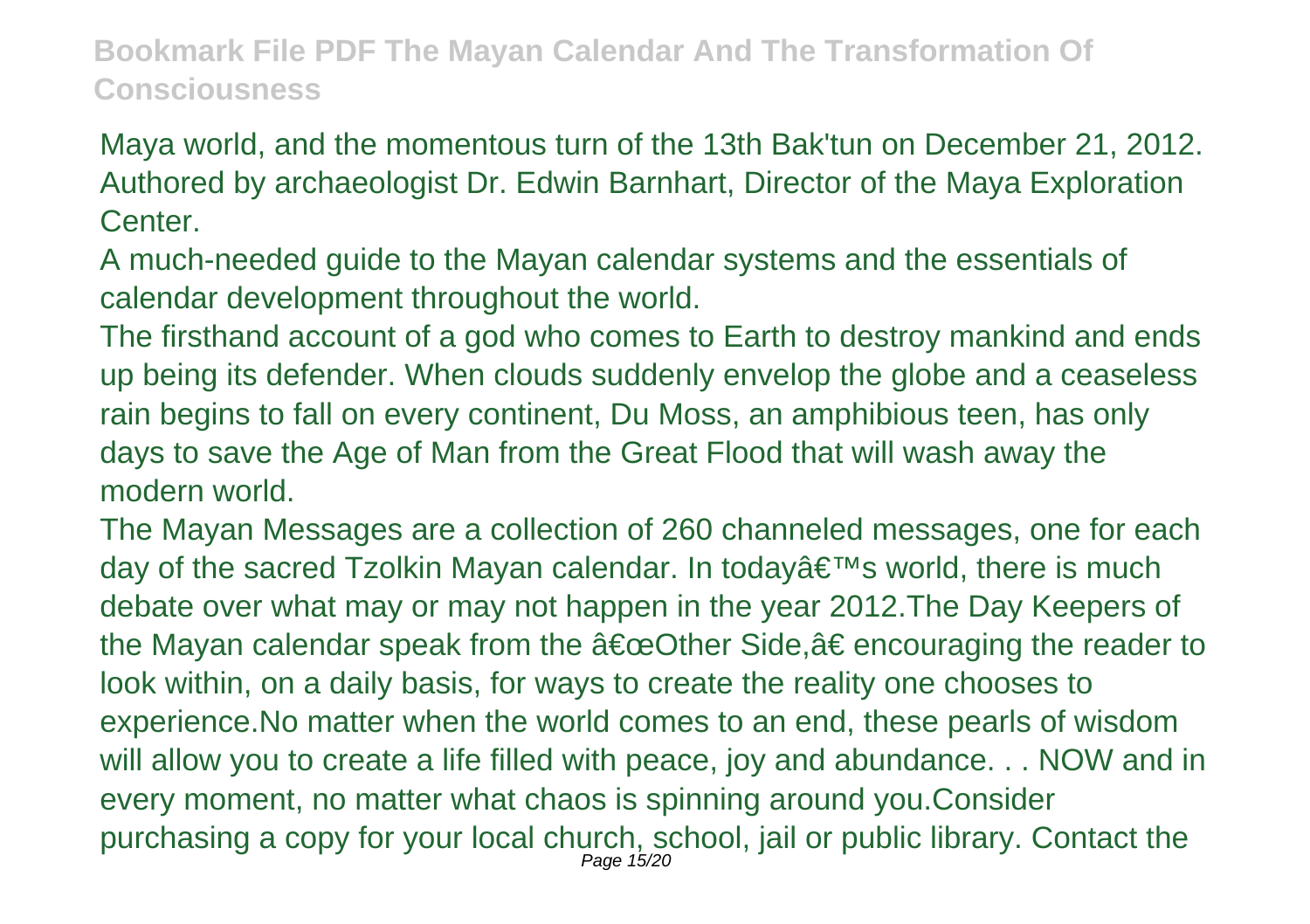Maya world, and the momentous turn of the 13th Bak'tun on December 21, 2012. Authored by archaeologist Dr. Edwin Barnhart, Director of the Maya Exploration Center.

A much-needed guide to the Mayan calendar systems and the essentials of calendar development throughout the world.

The firsthand account of a god who comes to Earth to destroy mankind and ends up being its defender. When clouds suddenly envelop the globe and a ceaseless rain begins to fall on every continent, Du Moss, an amphibious teen, has only days to save the Age of Man from the Great Flood that will wash away the modern world.

The Mayan Messages are a collection of 260 channeled messages, one for each day of the sacred Tzolkin Mayan calendar. In todayâ€™s world, there is much debate over what may or may not happen in the year 2012.The Day Keepers of the Mayan calendar speak from the â€œOther Side,â€ encouraging the reader to look within, on a daily basis, for ways to create the reality one chooses to experience.No matter when the world comes to an end, these pearls of wisdom will allow you to create a life filled with peace, joy and abundance. . . NOW and in every moment, no matter what chaos is spinning around you.Consider purchasing a copy for your local church, school, jail or public library. Contact the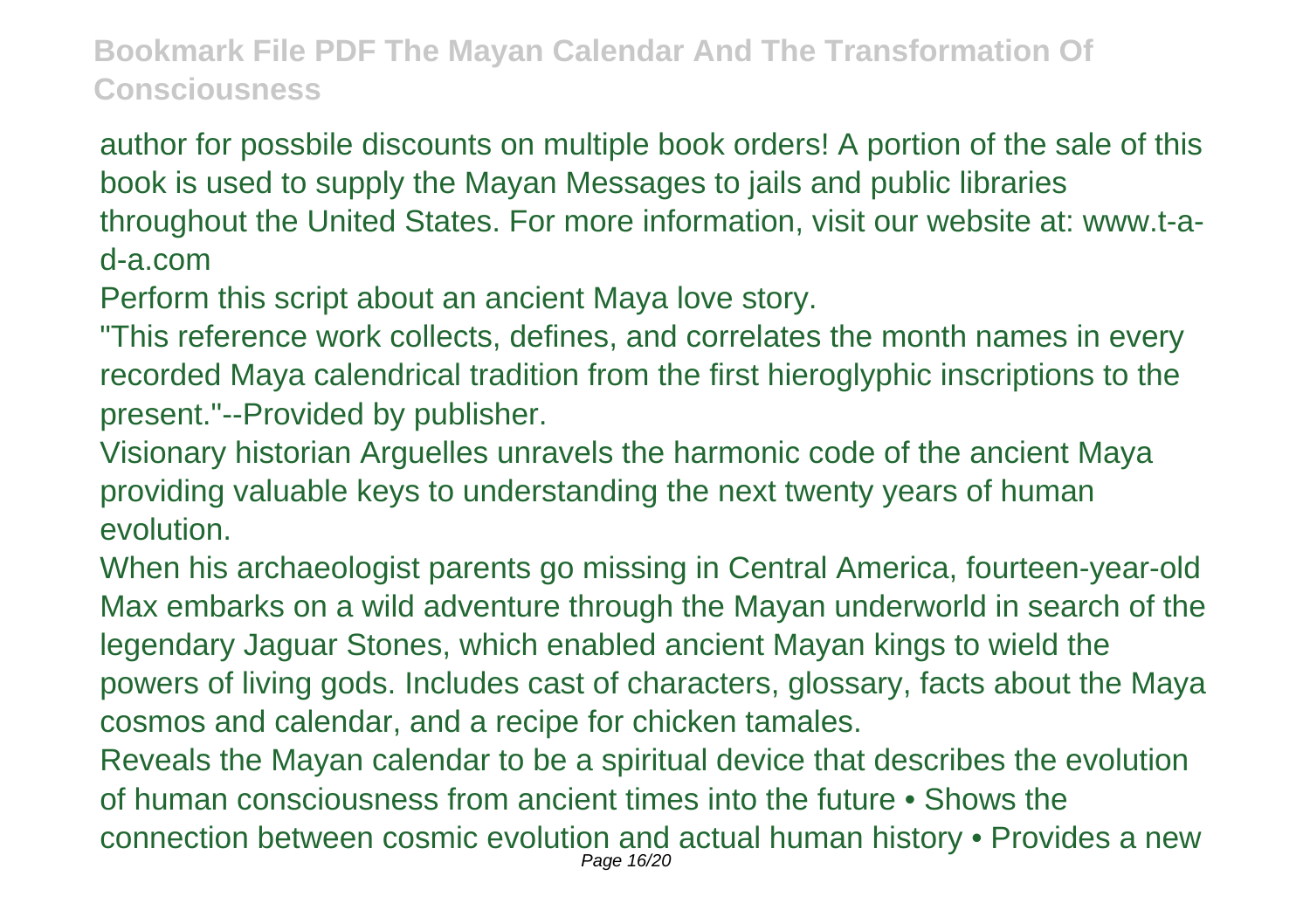author for possbile discounts on multiple book orders! A portion of the sale of this book is used to supply the Mayan Messages to jails and public libraries throughout the United States. For more information, visit our website at: www.t-a-d-a.com

Perform this script about an ancient Maya love story.

"This reference work collects, defines, and correlates the month names in every recorded Maya calendrical tradition from the first hieroglyphic inscriptions to the present."--Provided by publisher.

Visionary historian Arguelles unravels the harmonic code of the ancient Maya providing valuable keys to understanding the next twenty years of human evolution.

When his archaeologist parents go missing in Central America, fourteen-year-old Max embarks on a wild adventure through the Mayan underworld in search of the legendary Jaguar Stones, which enabled ancient Mayan kings to wield the powers of living gods. Includes cast of characters, glossary, facts about the Maya cosmos and calendar, and a recipe for chicken tamales.

Reveals the Mayan calendar to be a spiritual device that describes the evolution of human consciousness from ancient times into the future • Shows the connection between cosmic evolution and actual human history • Provides a new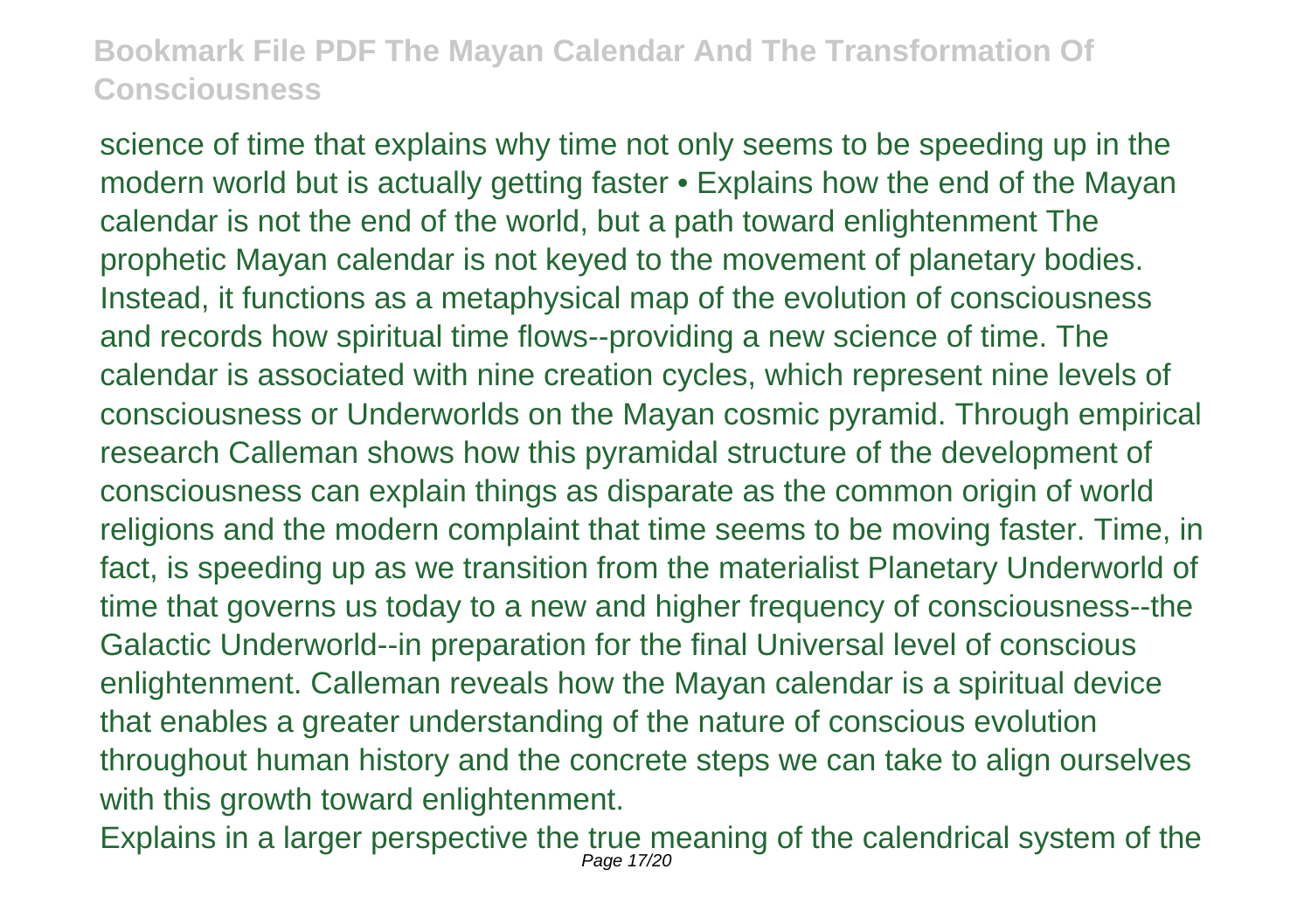science of time that explains why time not only seems to be speeding up in the modern world but is actually getting faster • Explains how the end of the Mayan calendar is not the end of the world, but a path toward enlightenment The prophetic Mayan calendar is not keyed to the movement of planetary bodies. Instead, it functions as a metaphysical map of the evolution of consciousness and records how spiritual time flows--providing a new science of time. The calendar is associated with nine creation cycles, which represent nine levels of consciousness or Underworlds on the Mayan cosmic pyramid. Through empirical research Calleman shows how this pyramidal structure of the development of consciousness can explain things as disparate as the common origin of world religions and the modern complaint that time seems to be moving faster. Time, in fact, is speeding up as we transition from the materialist Planetary Underworld of time that governs us today to a new and higher frequency of consciousness--the Galactic Underworld--in preparation for the final Universal level of conscious enlightenment. Calleman reveals how the Mayan calendar is a spiritual device that enables a greater understanding of the nature of conscious evolution throughout human history and the concrete steps we can take to align ourselves with this growth toward enlightenment.

Explains in a larger perspective the true meaning of the calendrical system of the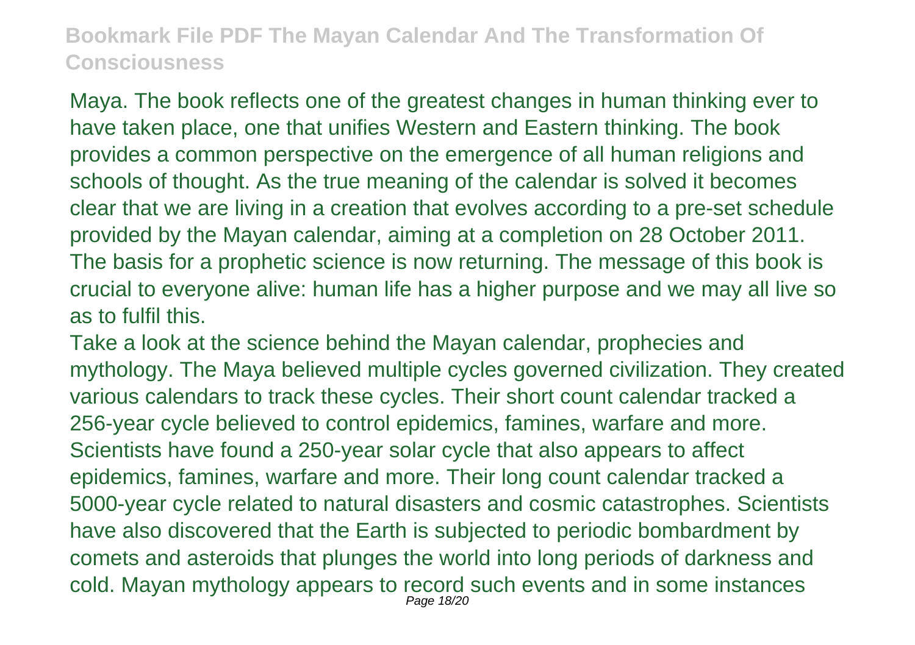Maya. The book reflects one of the greatest changes in human thinking ever to have taken place, one that unifies Western and Eastern thinking. The book provides a common perspective on the emergence of all human religions and schools of thought. As the true meaning of the calendar is solved it becomes clear that we are living in a creation that evolves according to a pre-set schedule provided by the Mayan calendar, aiming at a completion on 28 October 2011. The basis for a prophetic science is now returning. The message of this book is crucial to everyone alive: human life has a higher purpose and we may all live so as to fulfil this.

Take a look at the science behind the Mayan calendar, prophecies and mythology. The Maya believed multiple cycles governed civilization. They created various calendars to track these cycles. Their short count calendar tracked a 256-year cycle believed to control epidemics, famines, warfare and more. Scientists have found a 250-year solar cycle that also appears to affect epidemics, famines, warfare and more. Their long count calendar tracked a 5000-year cycle related to natural disasters and cosmic catastrophes. Scientists have also discovered that the Earth is subjected to periodic bombardment by comets and asteroids that plunges the world into long periods of darkness and cold. Mayan mythology appears to record such events and in some instances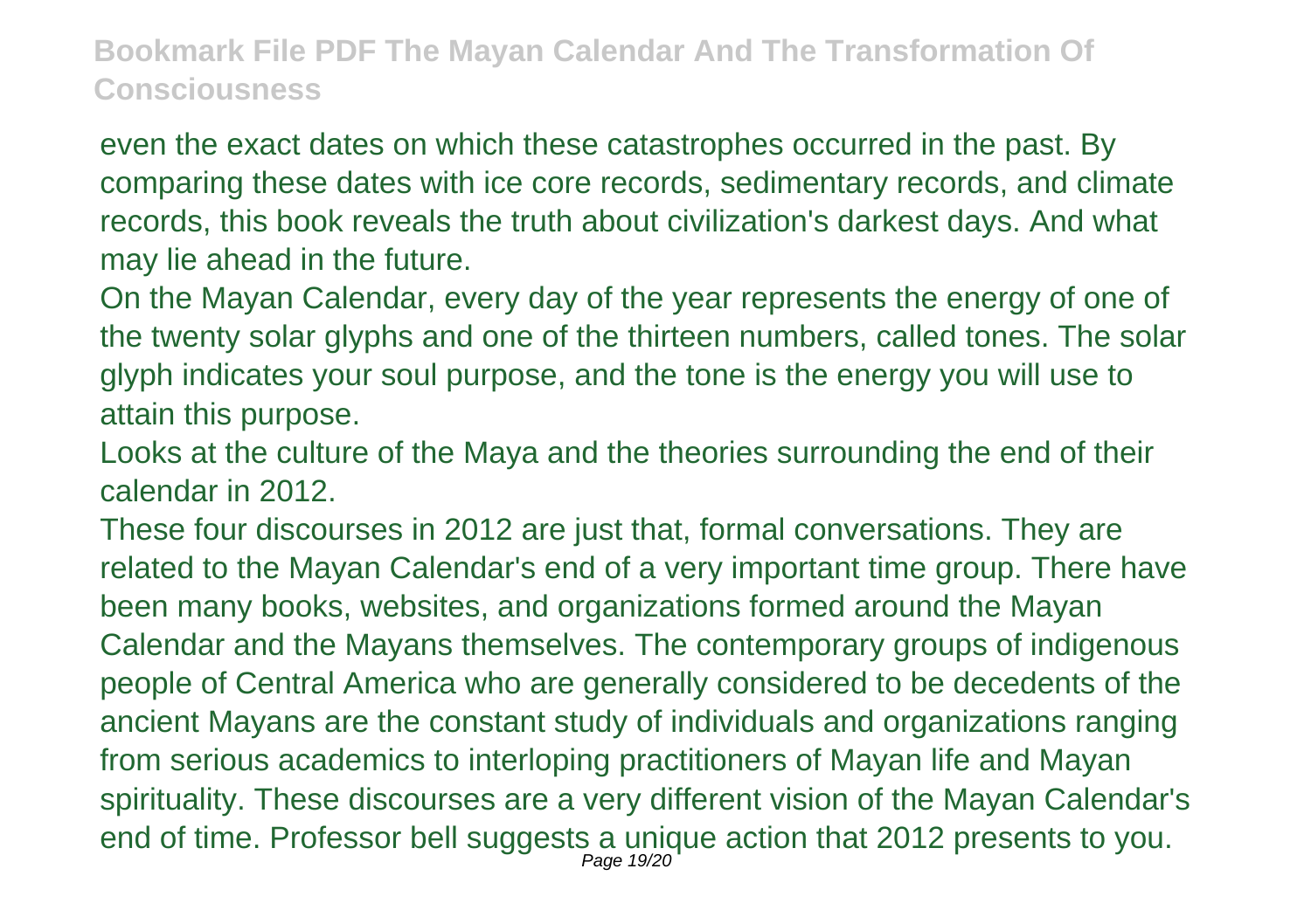even the exact dates on which these catastrophes occurred in the past. By comparing these dates with ice core records, sedimentary records, and climate records, this book reveals the truth about civilization's darkest days. And what may lie ahead in the future.

On the Mayan Calendar, every day of the year represents the energy of one of the twenty solar glyphs and one of the thirteen numbers, called tones. The solar glyph indicates your soul purpose, and the tone is the energy you will use to attain this purpose.

Looks at the culture of the Maya and the theories surrounding the end of their calendar in 2012.

These four discourses in 2012 are just that, formal conversations. They are related to the Mayan Calendar's end of a very important time group. There have been many books, websites, and organizations formed around the Mayan Calendar and the Mayans themselves. The contemporary groups of indigenous people of Central America who are generally considered to be decedents of the ancient Mayans are the constant study of individuals and organizations ranging from serious academics to interloping practitioners of Mayan life and Mayan spirituality. These discourses are a very different vision of the Mayan Calendar's end of time. Professor bell suggests a unique action that 2012 presents to you.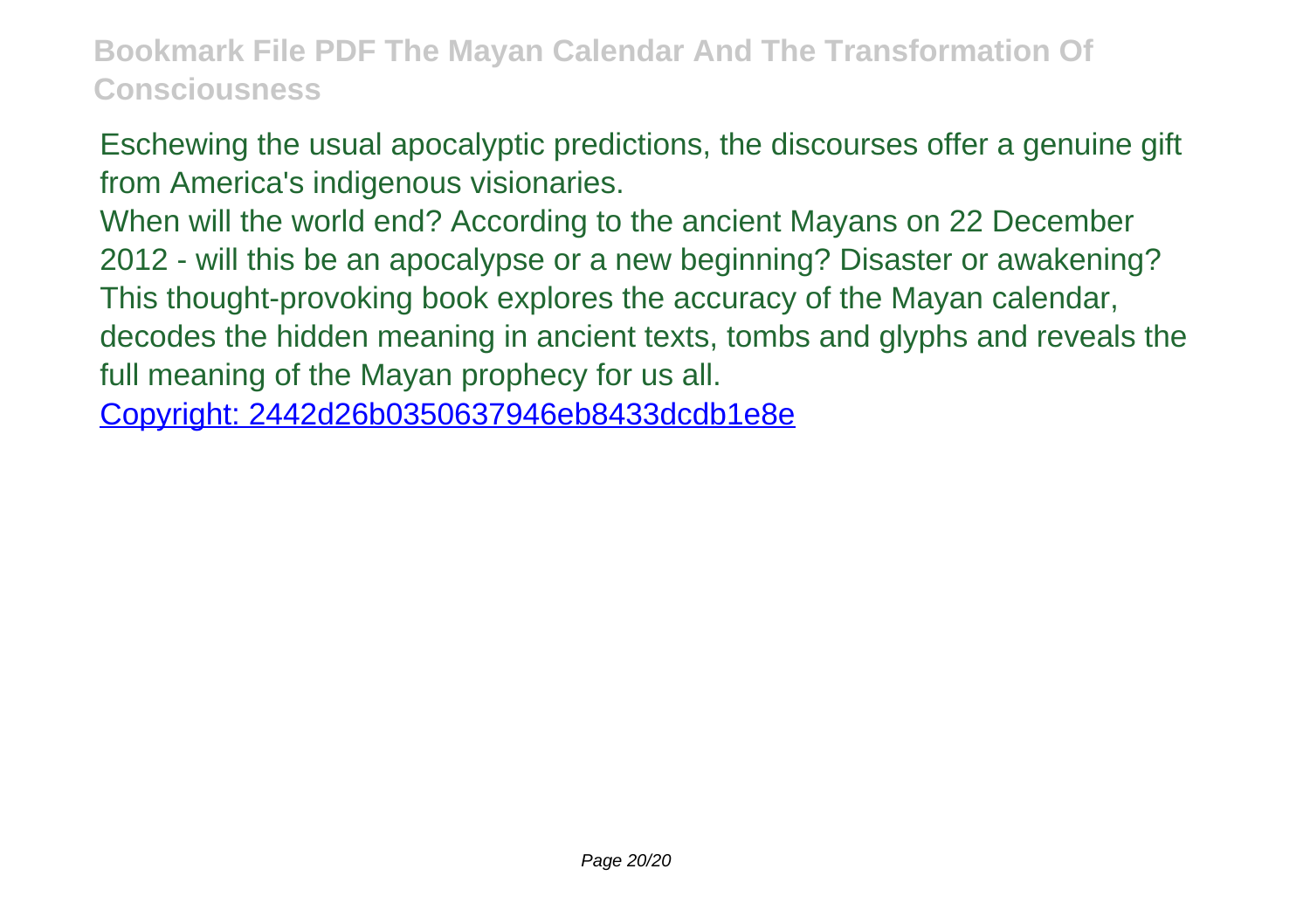Eschewing the usual apocalyptic predictions, the discourses offer a genuine gift from America's indigenous visionaries.

When will the world end? According to the ancient Mayans on 22 December 2012 - will this be an apocalypse or a new beginning? Disaster or awakening? This thought-provoking book explores the accuracy of the Mayan calendar, decodes the hidden meaning in ancient texts, tombs and glyphs and reveals the full meaning of the Mayan prophecy for us all.

Copyright: 2442d26b0350637946eb8433dcdb1e8e